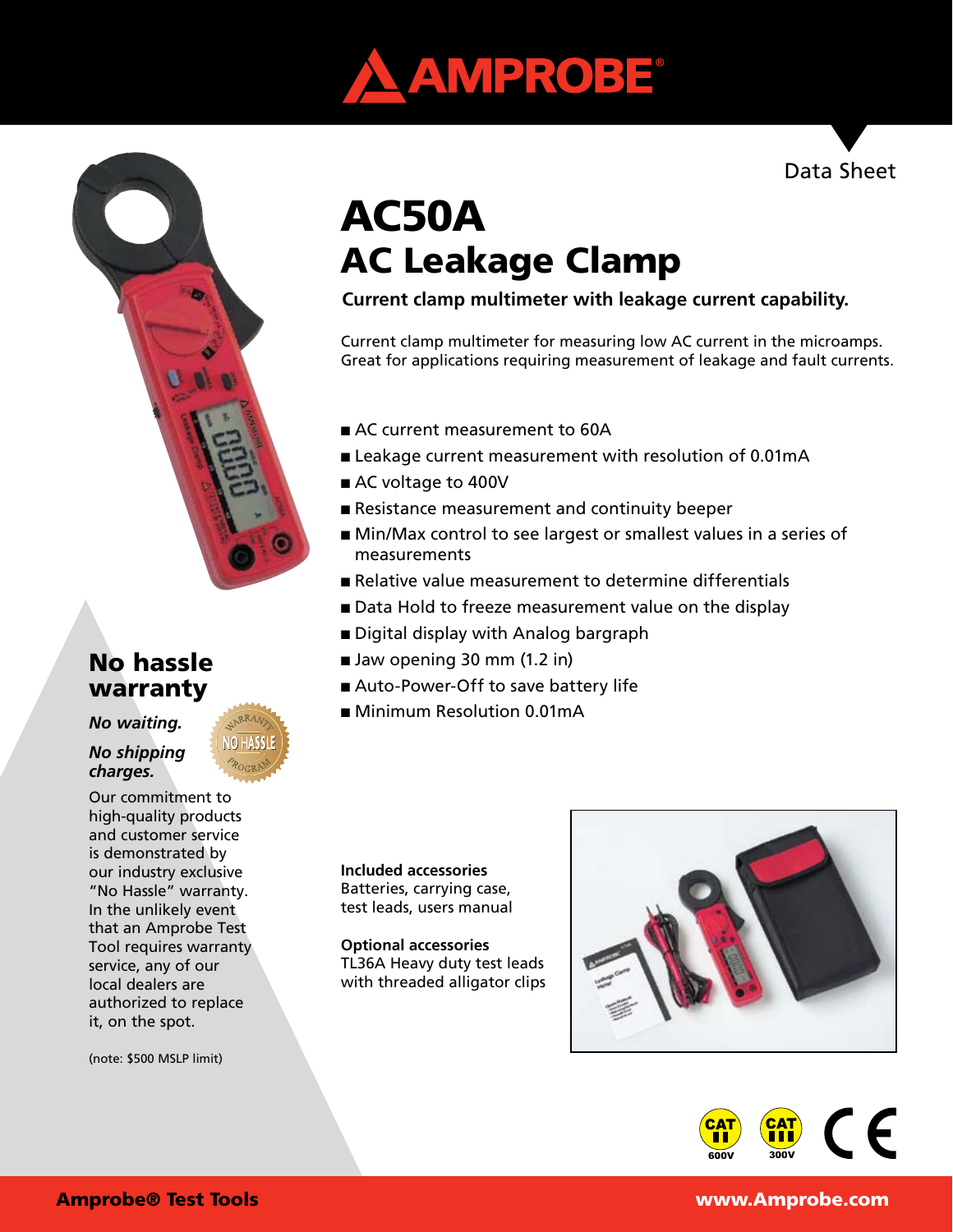# AMPROBE

Data Sheet

# AC50A
# AC Leakage Clamp

**Current clamp multimeter with leakage current capability.**

Current clamp multimeter for measuring low AC current in the microamps. Great for applications requiring measurement of leakage and fault currents.

- AC current measurement to 60A
- Leakage current measurement with resolution of 0.01mA
- AC voltage to 400V
- Resistance measurement and continuity beeper
- Min/Max control to see largest or smallest values in a series of measurements
- Relative value measurement to determine differentials
- Data Hold to freeze measurement value on the display
- Digital display with Analog bargraph
- Jaw opening 30 mm (1.2 in)
- Auto-Power-Off to save battery life
- Minimum Resolution 0.01mA

## No hassle warranty

*No waiting.*

*No shipping charges.*

Our commitment to high-quality products and customer service is demonstrated by our industry exclusive "No Hassle" warranty. In the unlikely event that an Amprobe Test Tool requires warranty service, any of our local dealers are authorized to replace it, on the spot.

(note: $500 MSLP limit)

**Included accessories**
Batteries, carrying case, test leads, users manual

**Optional accessories**
TL36A Heavy duty test leads with threaded alligator clips

CAT II 600V CAT III 300V CE

**Amprobe® Test Tools** www.Amprobe.com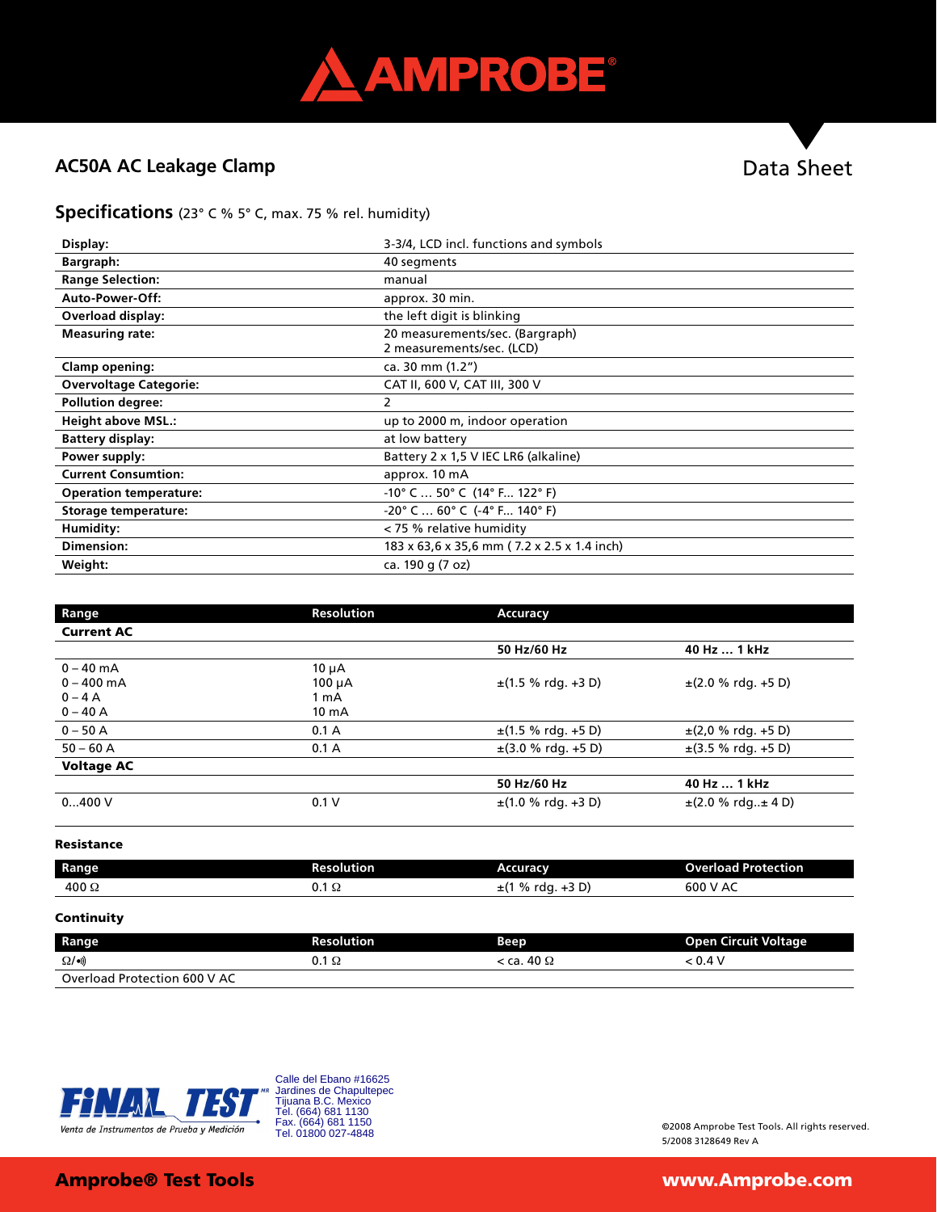# AMPROBE

## AC50A AC Leakage Clamp

Data Sheet

## Specifications (23° C % 5° C, max. 75 % rel. humidity)

| | |
|---|---|
| **Display:** | 3-3/4, LCD incl. functions and symbols |
| **Bargraph:** | 40 segments |
| **Range Selection:** | manual |
| **Auto-Power-Off:** | approx. 30 min. |
| **Overload display:** | the left digit is blinking |
| **Measuring rate:** | 20 measurements/sec. (Bargraph)<br>2 measurements/sec. (LCD) |
| **Clamp opening:** | ca. 30 mm (1.2") |
| **Overvoltage Categorie:** | CAT II, 600 V, CAT III, 300 V |
| **Pollution degree:** | 2 |
| **Height above MSL.:** | up to 2000 m, indoor operation |
| **Battery display:** | at low battery |
| **Power supply:** | Battery 2 x 1,5 V IEC LR6 (alkaline) |
| **Current Consumtion:** | approx. 10 mA |
| **Operation temperature:** | -10° C ... 50° C (14° F... 122° F) |
| **Storage temperature:** | -20° C ... 60° C (-4° F... 140° F) |
| **Humidity:** | < 75 % relative humidity |
| **Dimension:** | 183 x 63,6 x 35,6 mm ( 7.2 x 2.5 x 1.4 inch) |
| **Weight:** | ca. 190 g (7 oz) |

| Range | Resolution | Accuracy | |
|---|---|---|---|
| **Current AC** | | | |
| | | **50 Hz/60 Hz** | **40 Hz ... 1 kHz** |
| 0 – 40 mA<br>0 – 400 mA<br>0 – 4 A<br>0 – 40 A | 10 µA<br>100 µA<br>1 mA<br>10 mA | ±(1.5 % rdg. +3 D) | ±(2.0 % rdg. +5 D) |
| 0 – 50 A | 0.1 A | ±(1.5 % rdg. +5 D) | ±(2,0 % rdg. +5 D) |
| 50 – 60 A | 0.1 A | ±(3.0 % rdg. +5 D) | ±(3.5 % rdg. +5 D) |
| **Voltage AC** | | | |
| | | **50 Hz/60 Hz** | **40 Hz ... 1 kHz** |
| 0...400 V | 0.1 V | ±(1.0 % rdg. +3 D) | ±(2.0 % rdg..± 4 D) |

**Resistance**

| Range | Resolution | Accuracy | Overload Protection |
|---|---|---|---|
| 400 Ω | 0.1 Ω | ±(1 % rdg. +3 D) | 600 V AC |

**Continuity**

| Range | Resolution | Beep | Open Circuit Voltage |
|---|---|---|---|
| Ω/•))) | 0.1 Ω | < ca. 40 Ω | < 0.4 V |
| Overload Protection 600 V AC | | | |

FiNAL TEST
Venta de Instrumentos de Prueba y Medición

Calle del Ebano #16625
Jardines de Chapultepec
Tijuana B.C. Mexico
Tel. (664) 681 1130
Fax. (664) 681 1150
Tel. 01800 027-4848

©2008 Amprobe Test Tools. All rights reserved.
5/2008 3128649 Rev A

**Amprobe® Test Tools** **www.Amprobe.com**